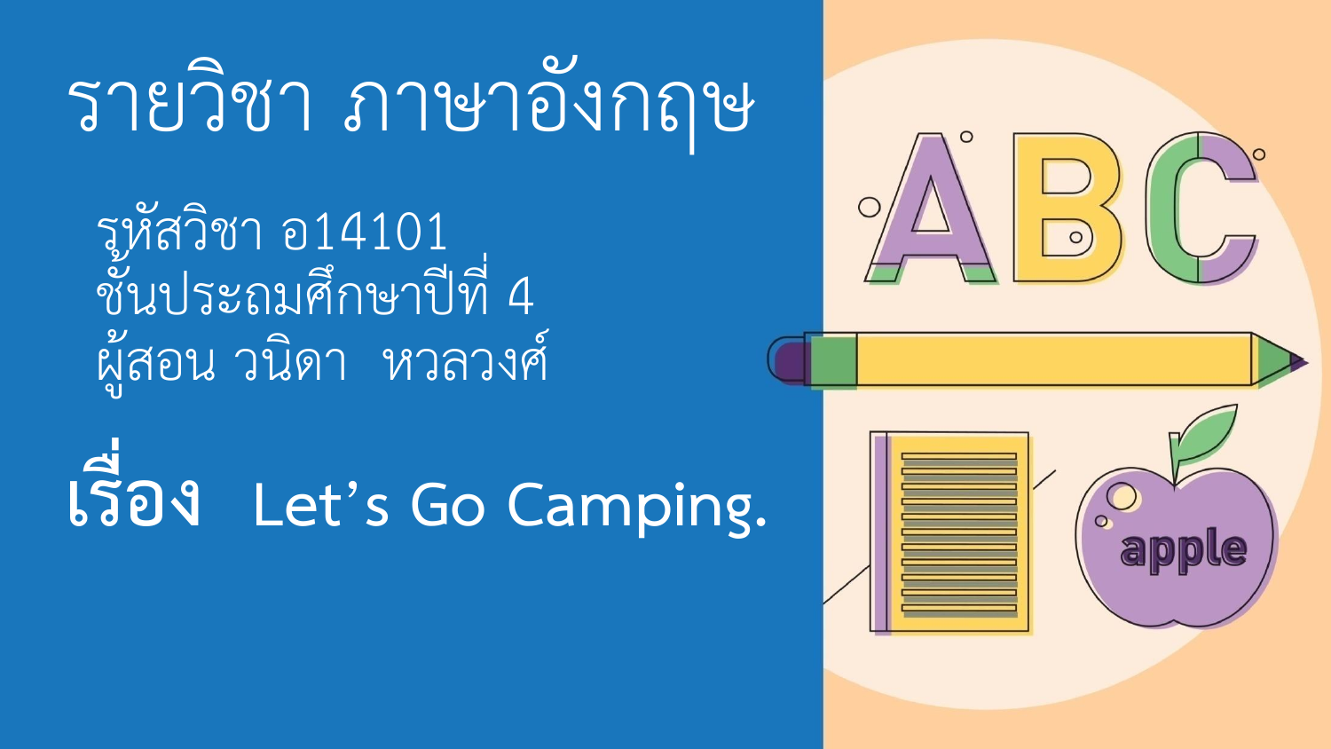# รายวิชา ภาษาอังกฤษ

รหัสวิชา อ14101
ชั้นประถมศึกษาปีที่ 4
ผู้สอน วนิดา หวลวงศ์

## เรื่อง Let's Go Camping.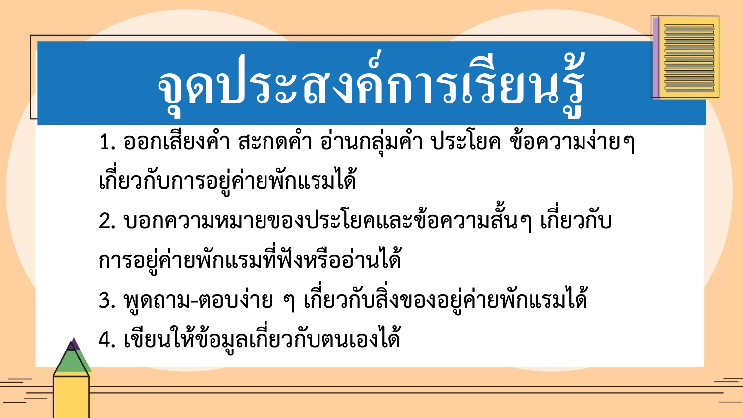# จุดประสงค์การเรียนรู้

1. ออกเสียงคำ สะกดคำ อ่านกลุ่มคำ ประโยค ข้อความง่ายๆ เกี่ยวกับการอยู่ค่ายพักแรมได้
2. บอกความหมายของประโยคและข้อความสั้นๆ เกี่ยวกับการอยู่ค่ายพักแรมที่ฟังหรืออ่านได้
3. พูดถาม-ตอบง่าย ๆ เกี่ยวกับสิ่งของอยู่ค่ายพักแรมได้
4. เขียนให้ข้อมูลเกี่ยวกับตนเองได้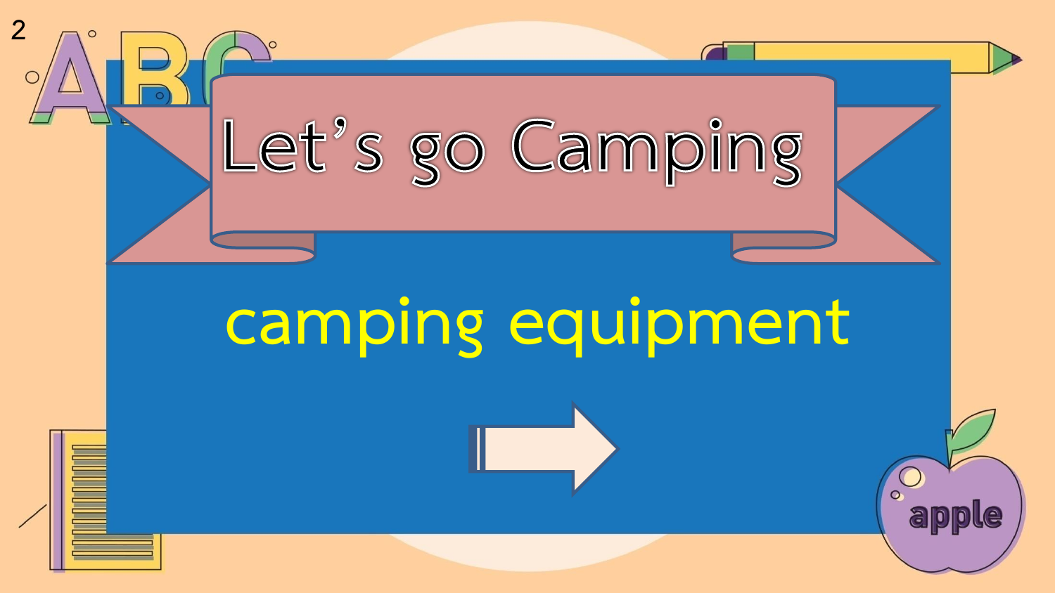# Let's go Camping

## camping equipment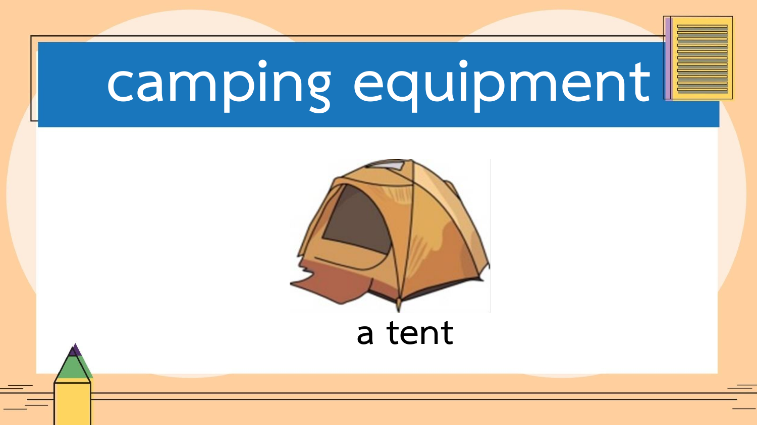# camping equipment

a tent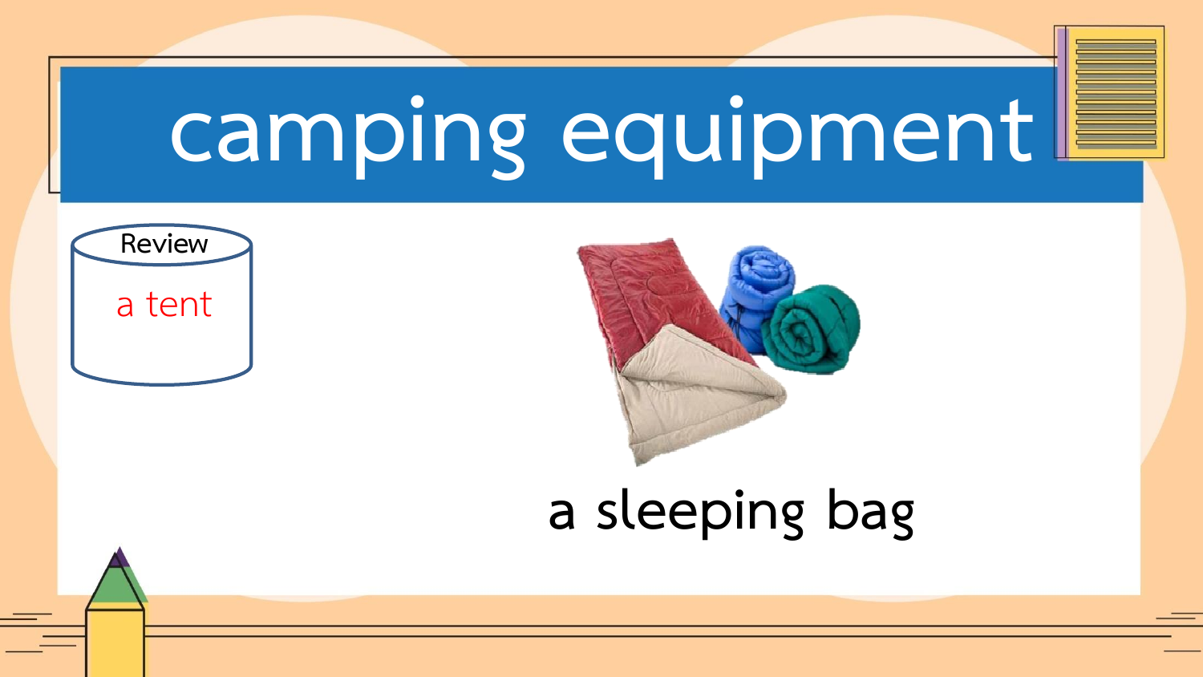# camping equipment

Review

a tent

a sleeping bag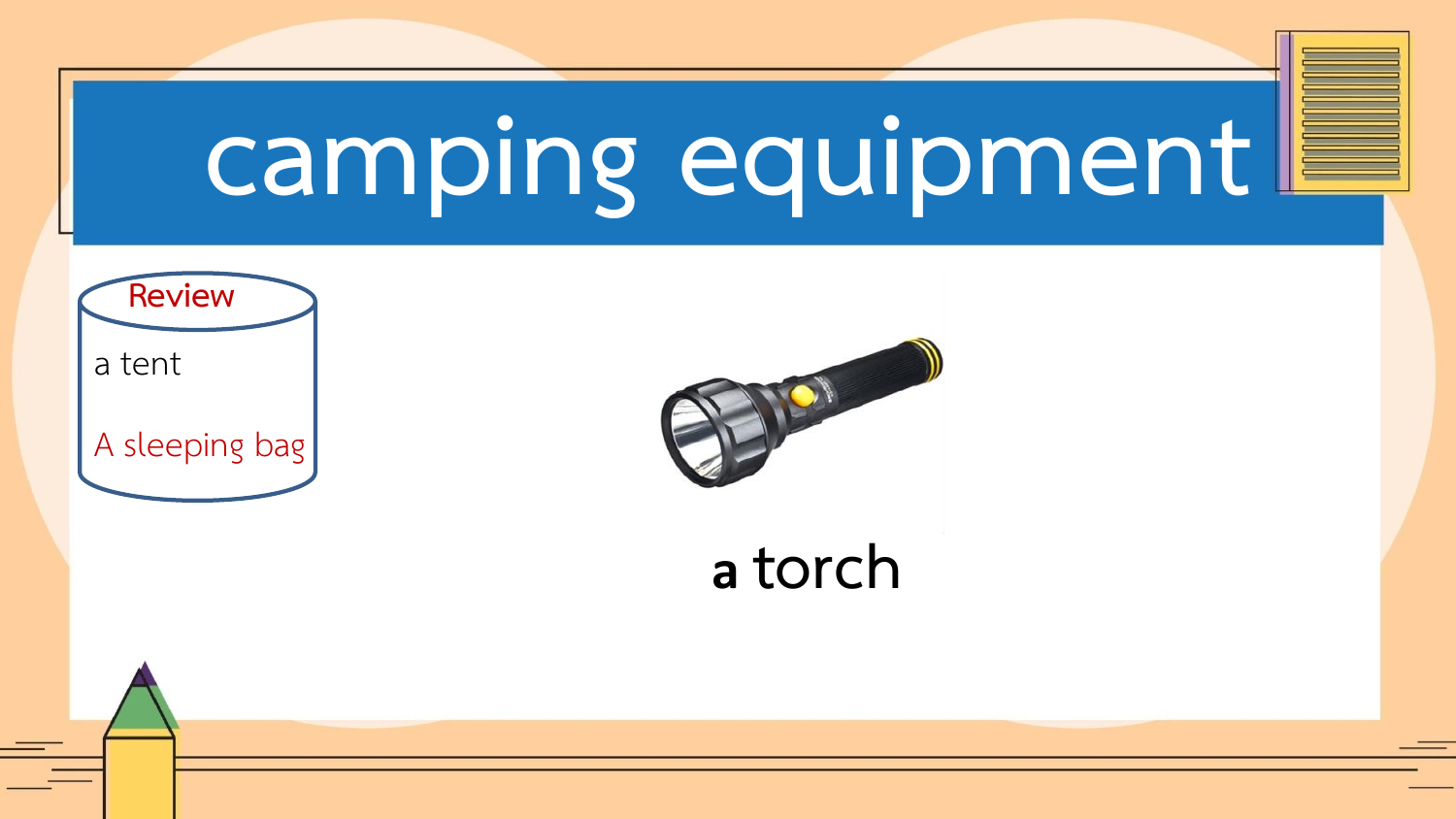# camping equipment

**Review**

a tent

A sleeping bag

**a torch**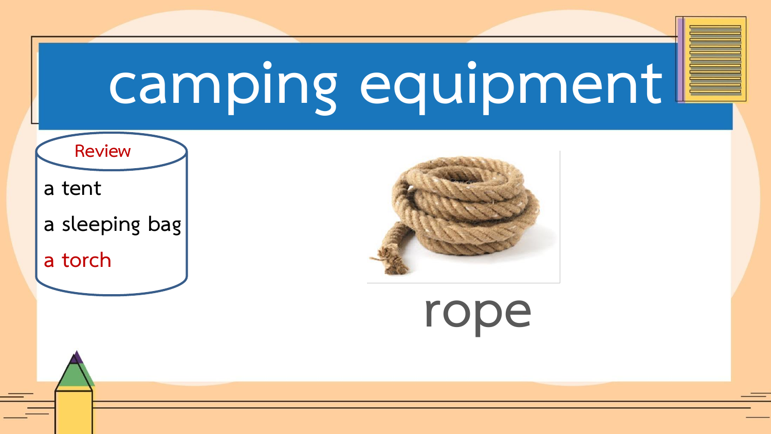# camping equipment

Review

a tent

a sleeping bag

a torch

rope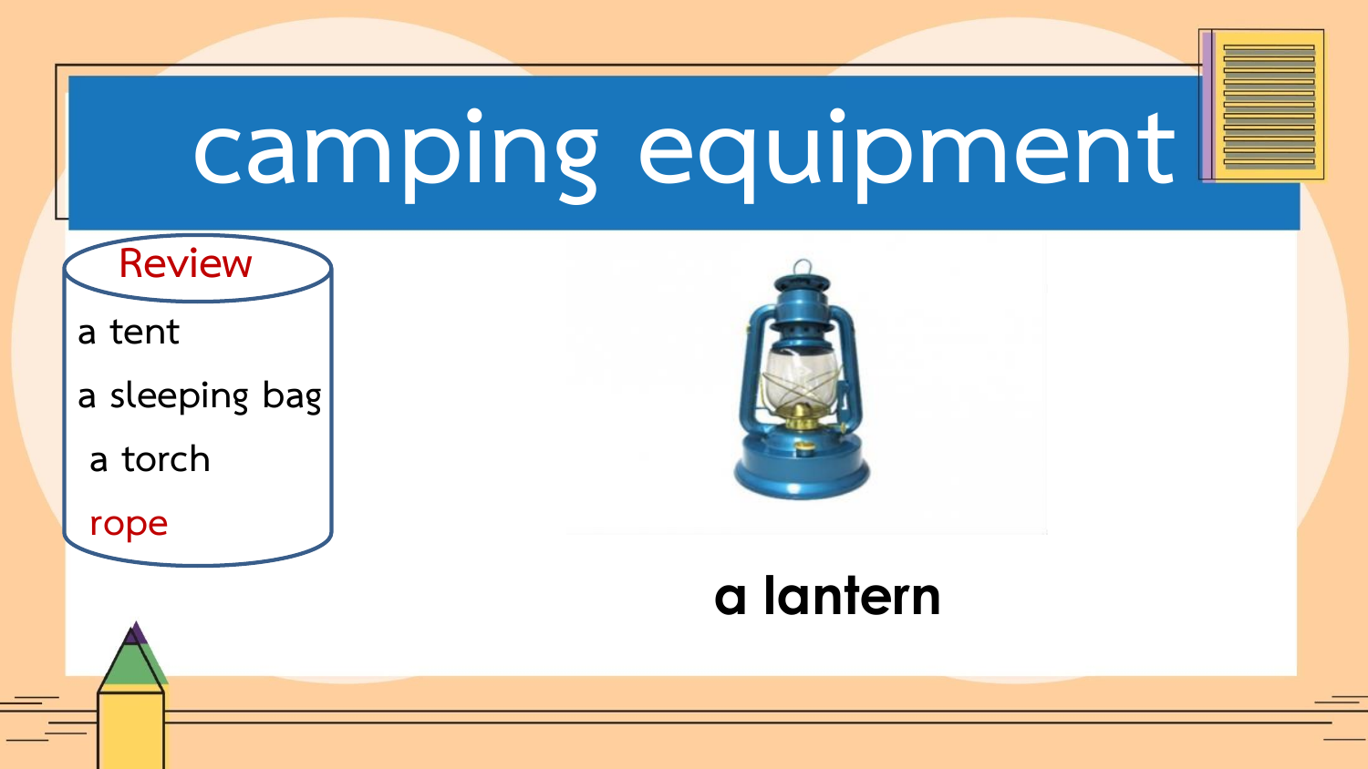# camping equipment

**Review**

- a tent
- a sleeping bag
- a torch
- rope

**a lantern**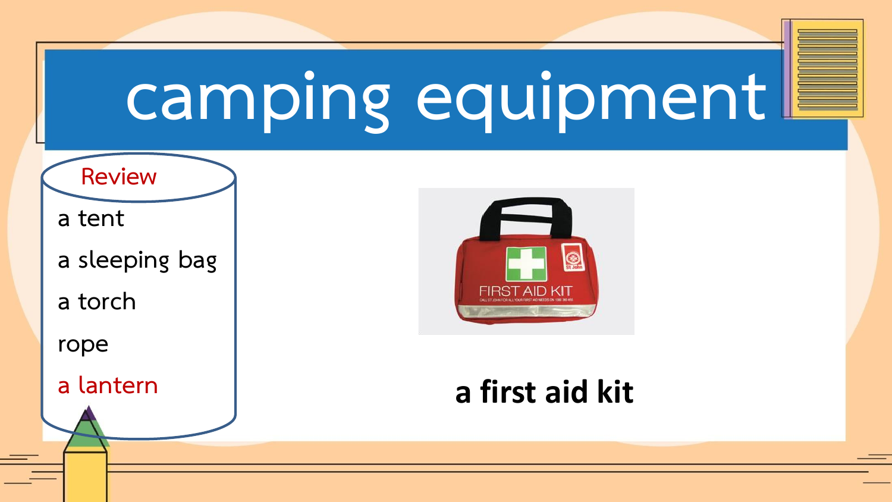# camping equipment

**Review**

- a tent
- a sleeping bag
- a torch
- rope
- a lantern

**a first aid kit**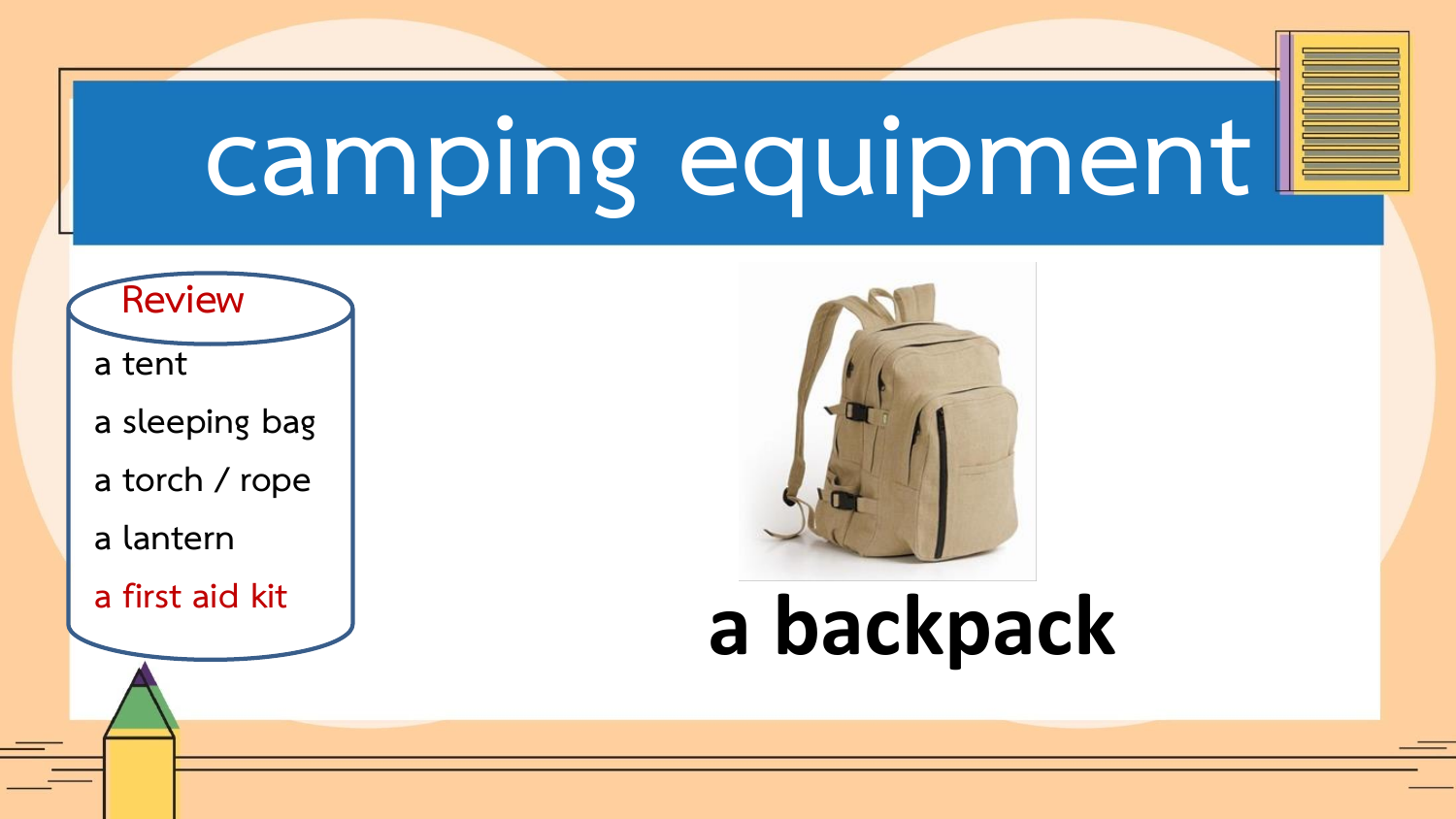# camping equipment

**Review**

- a tent
- a sleeping bag
- a torch / rope
- a lantern
- a first aid kit

**a backpack**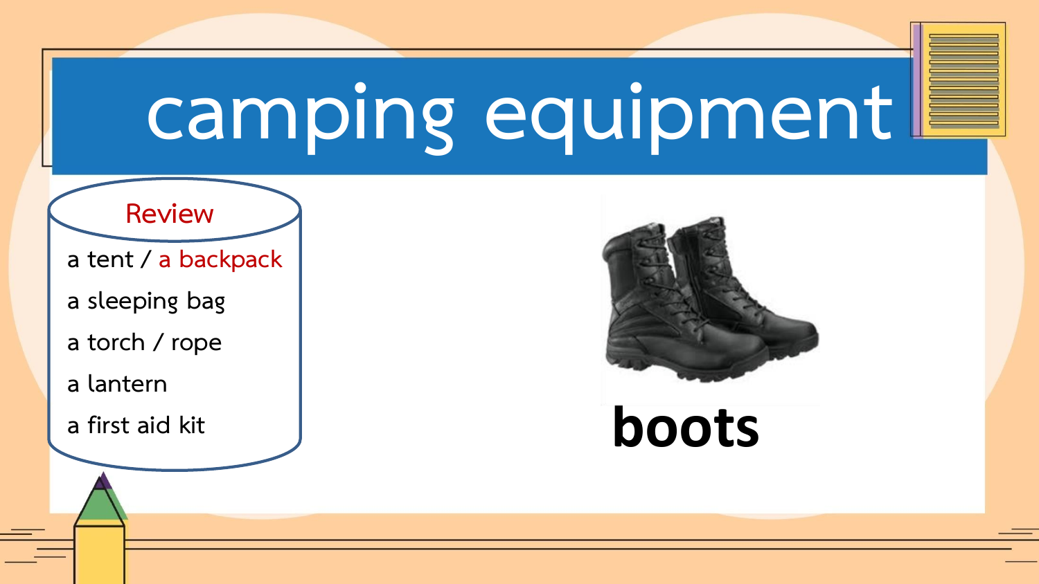# camping equipment

**Review**

- a tent / a backpack
- a sleeping bag
- a torch / rope
- a lantern
- a first aid kit

**boots**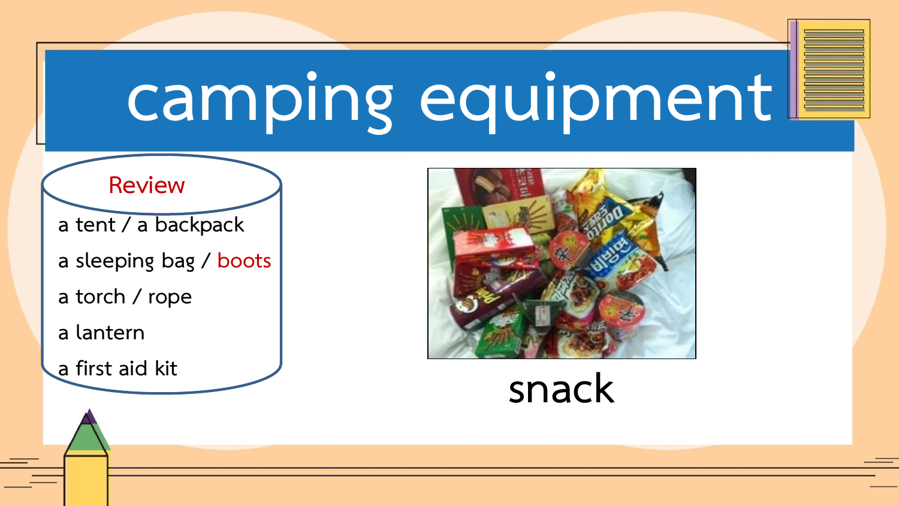# camping equipment

**Review**

- a tent / a backpack
- a sleeping bag / boots
- a torch / rope
- a lantern
- a first aid kit

snack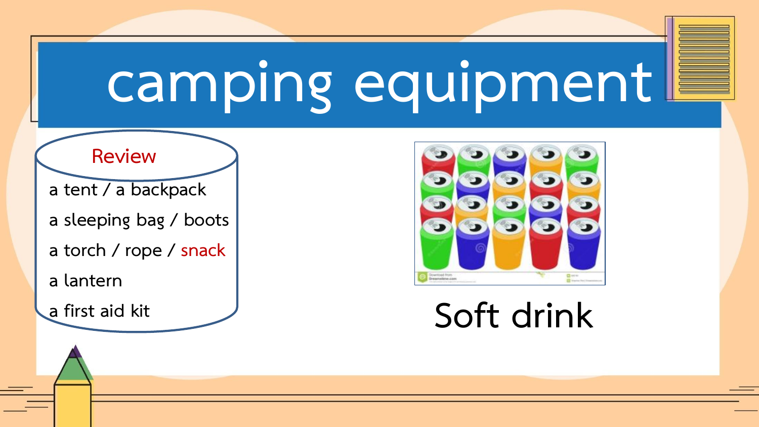# camping equipment

**Review**

- a tent / a backpack
- a sleeping bag / boots
- a torch / rope / snack
- a lantern
- a first aid kit

Soft drink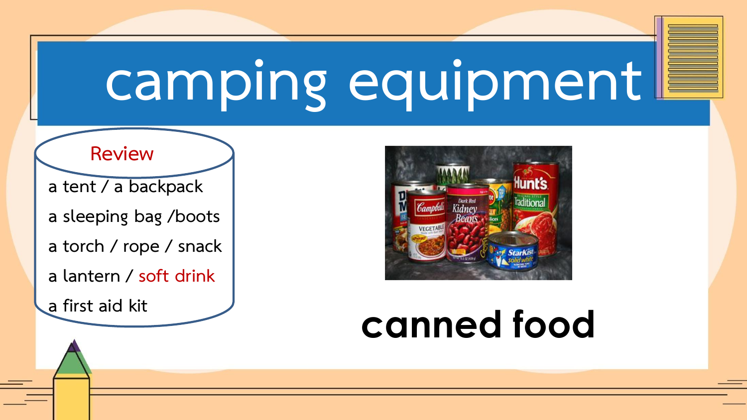# camping equipment

**Review**

- a tent / a backpack
- a sleeping bag /boots
- a torch / rope / snack
- a lantern / soft drink
- a first aid kit

**canned food**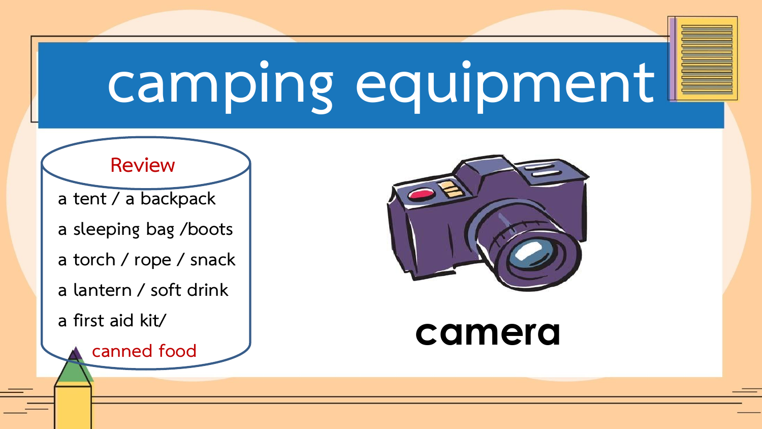# camping equipment

Review

a tent / a backpack

a sleeping bag /boots

a torch / rope / snack

a lantern / soft drink

a first aid kit/

canned food

**camera**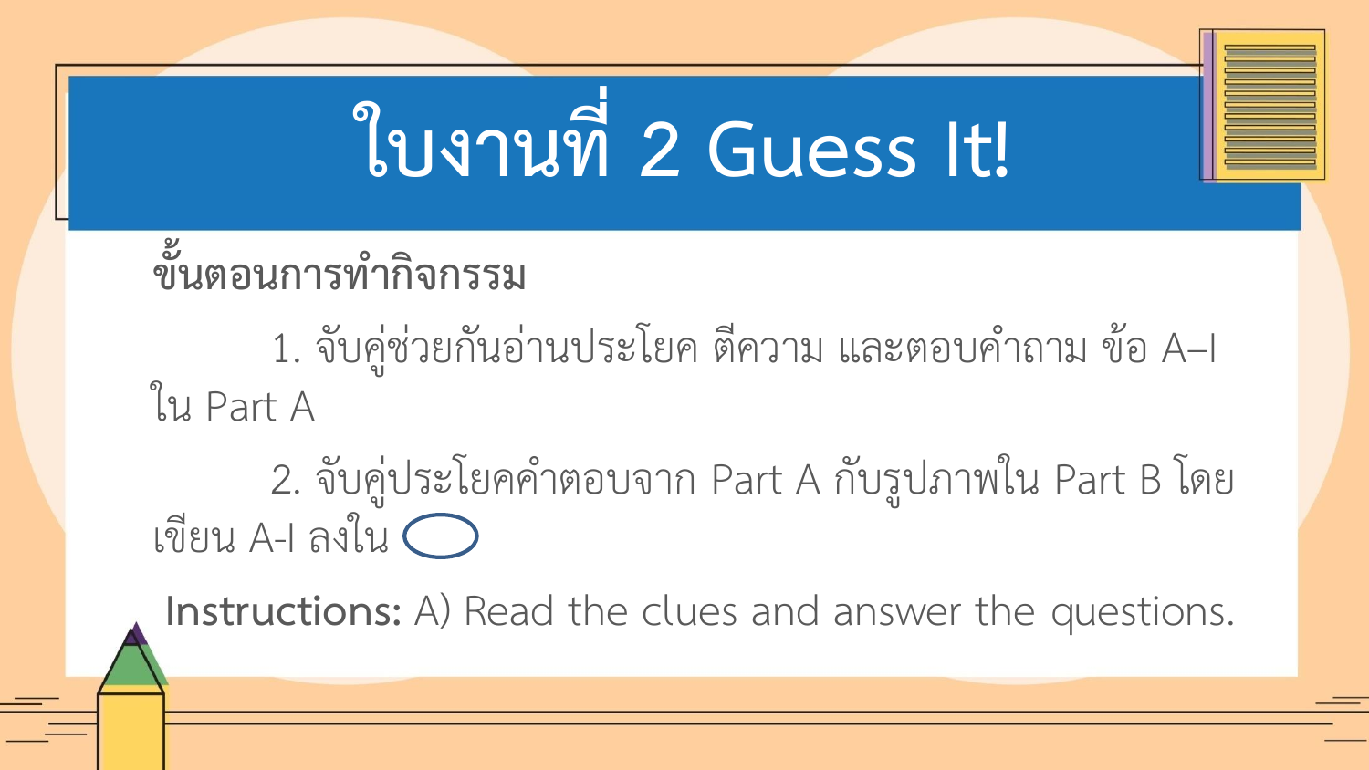# ใบงานที่ 2 Guess It!

**ขั้นตอนการทำกิจกรรม**

1. จับคู่ช่วยกันอ่านประโยค ตีความ และตอบคำถาม ข้อ A–I ใน Part A
2. จับคู่ประโยคคำตอบจาก Part A กับรูปภาพใน Part B โดยเขียน A-I ลงใน ◯

**Instructions:** A) Read the clues and answer the questions.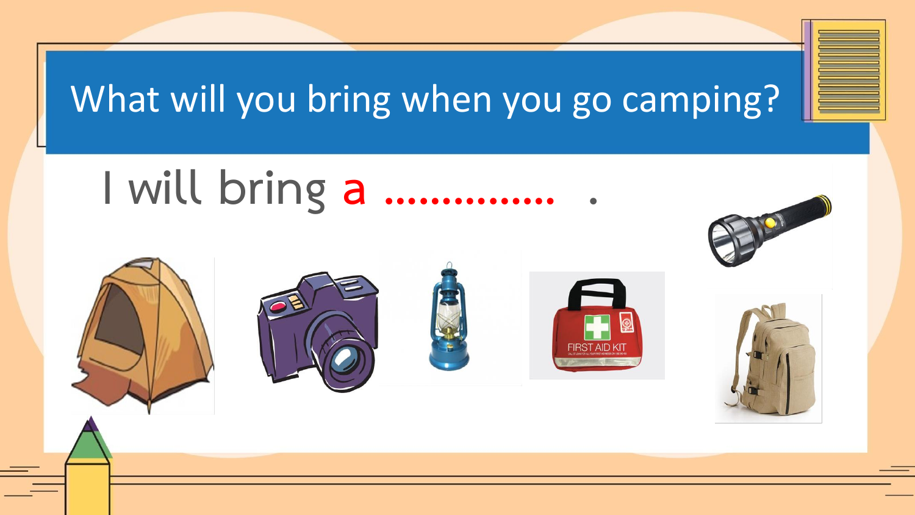# What will you bring when you go camping?

I will bring a ............... .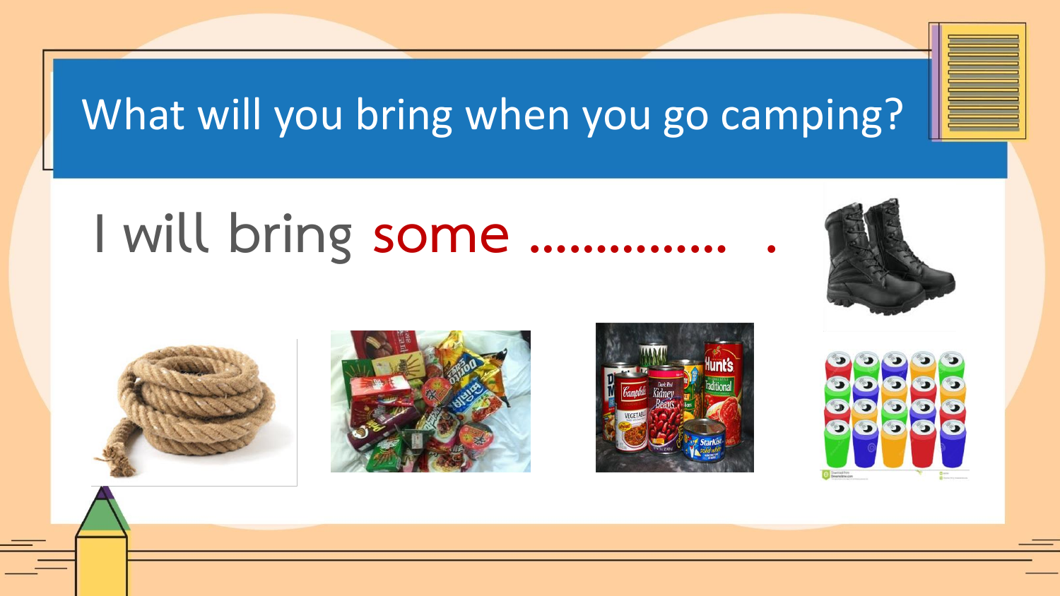# What will you bring when you go camping?

I will bring **some** …………… .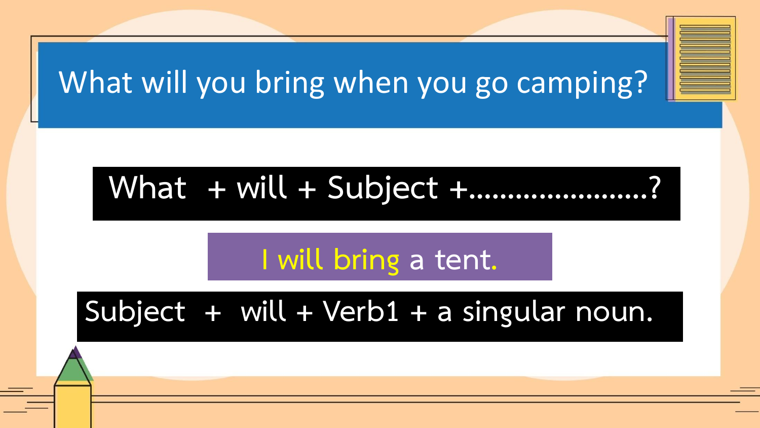# What will you bring when you go camping?

**What + will + Subject +......................?**

I will bring a tent.

**Subject + will + Verb1 + a singular noun.**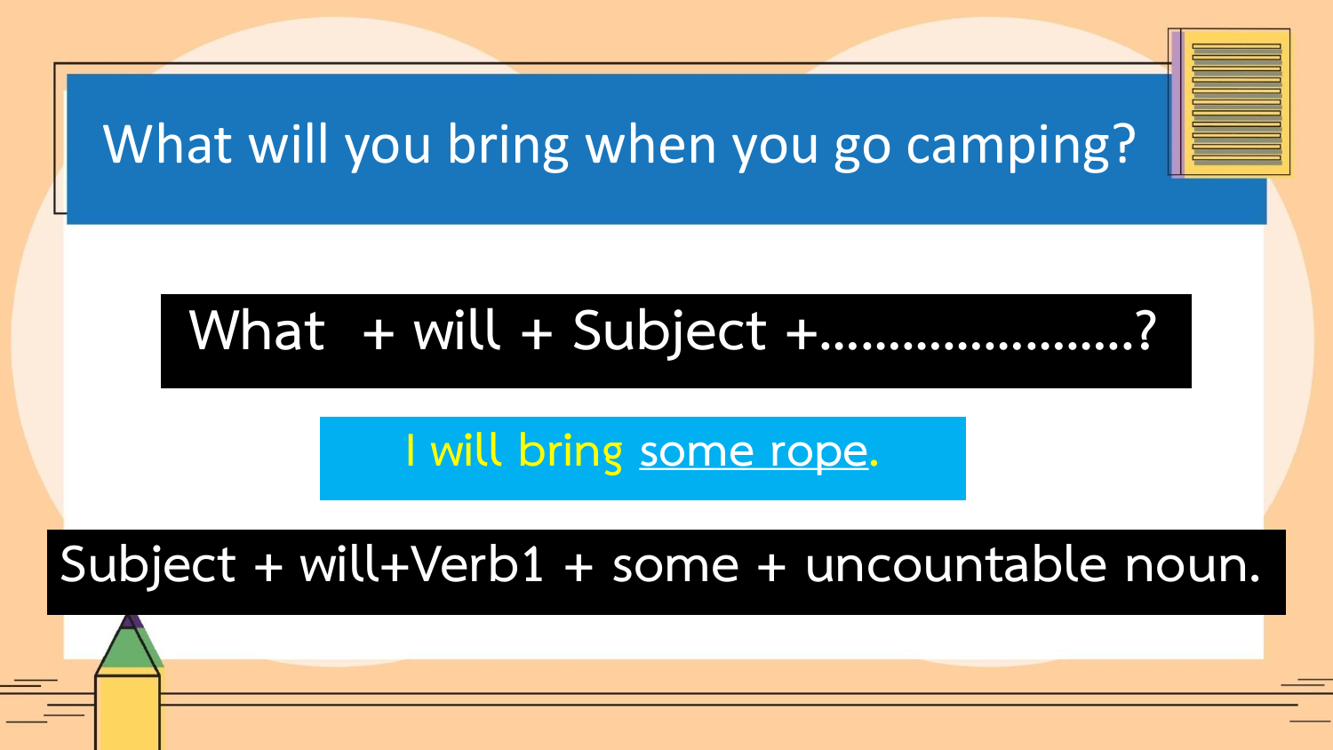# What will you bring when you go camping?

**What + will + Subject +......................?**

I will bring <u>some rope</u>.

**Subject + will+Verb1 + some + uncountable noun.**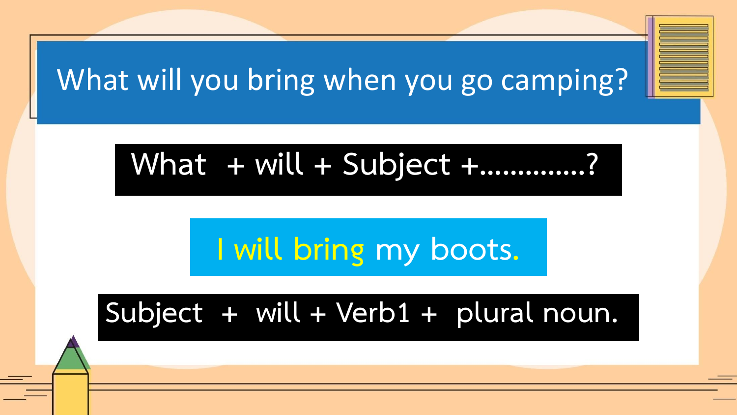# What will you bring when you go camping?

What + will + Subject +.............?

I will bring my boots.

Subject + will + Verb1 + plural noun.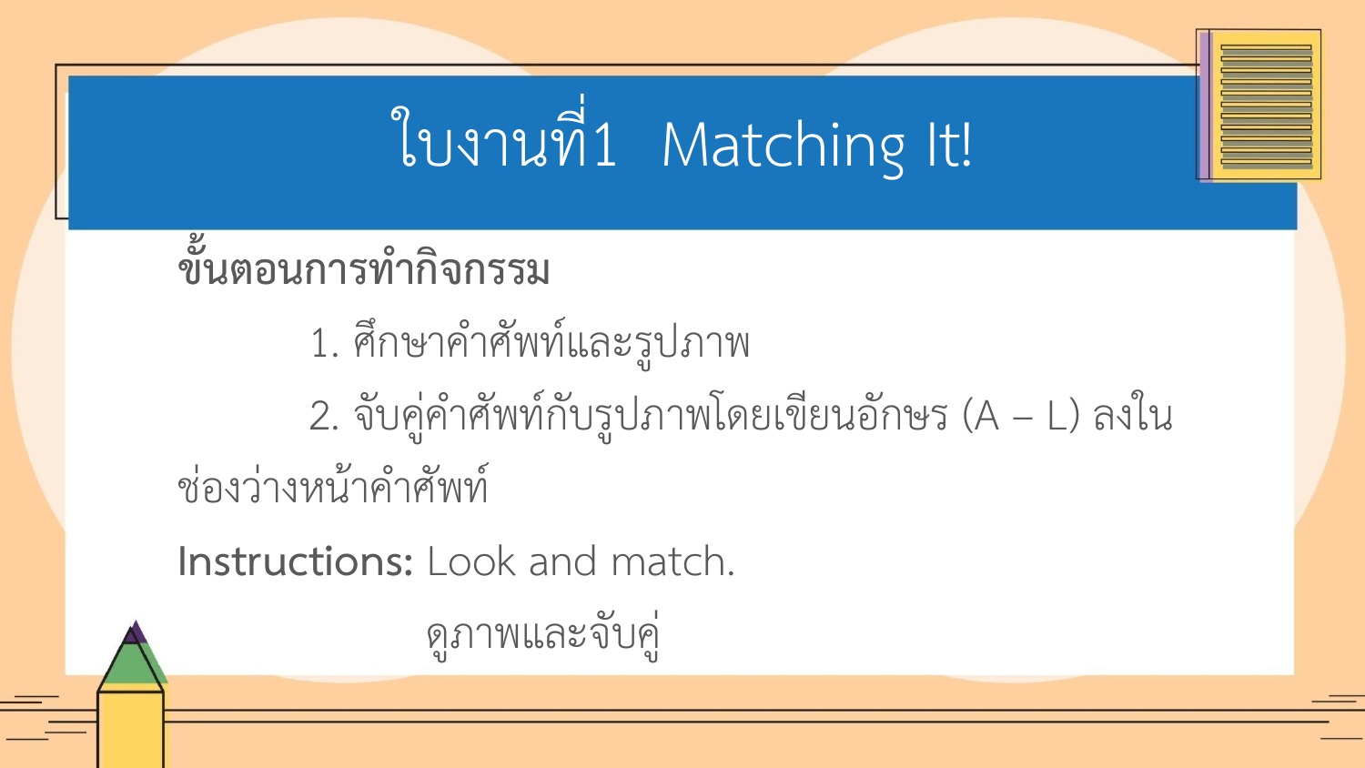# ใบงานที่1 Matching It!

**ขั้นตอนการทำกิจกรรม**

1. ศึกษาคำศัพท์และรูปภาพ
2. จับคู่คำศัพท์กับรูปภาพโดยเขียนอักษร (A – L) ลงในช่องว่างหน้าคำศัพท์

**Instructions:** Look and match.

ดูภาพและจับคู่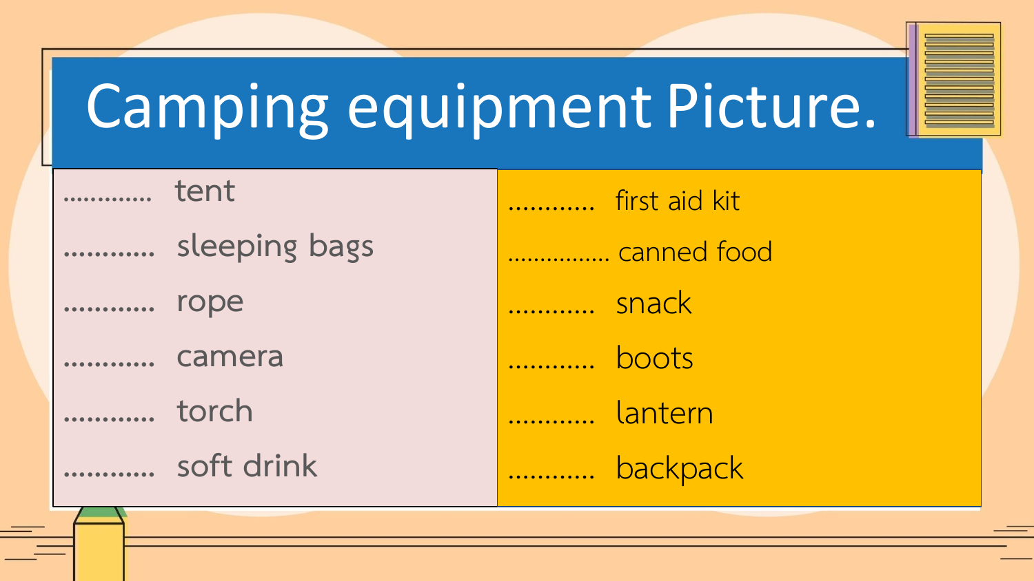# Camping equipment Picture.

............ tent

............ sleeping bags

............ rope

............ camera

............ torch

............ soft drink

............ first aid kit

............... canned food

............ snack

............ boots

............ lantern

............ backpack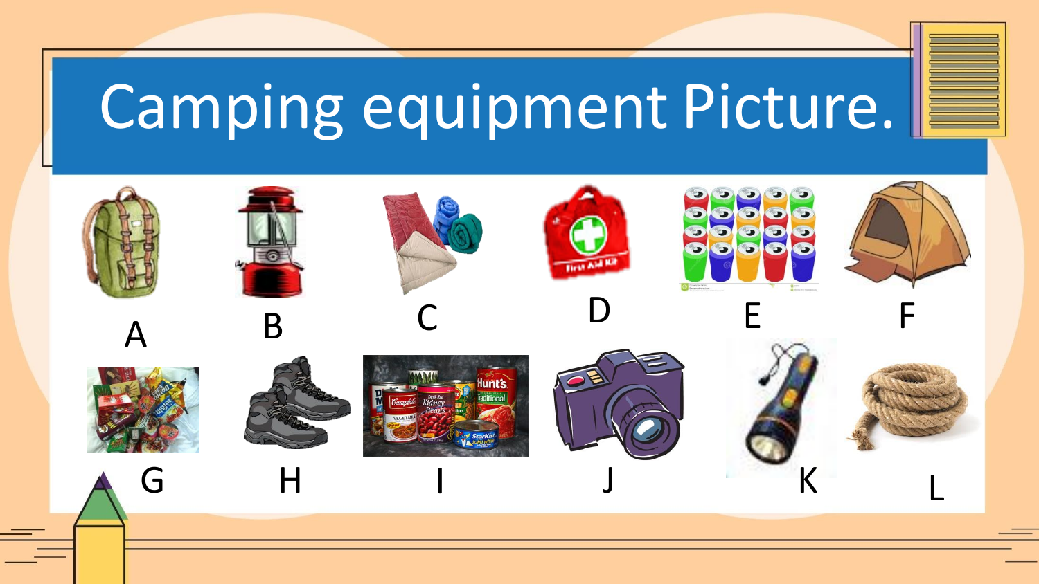# Camping equipment Picture.

A

B

C

D

E

F

G

H

I

J

K

L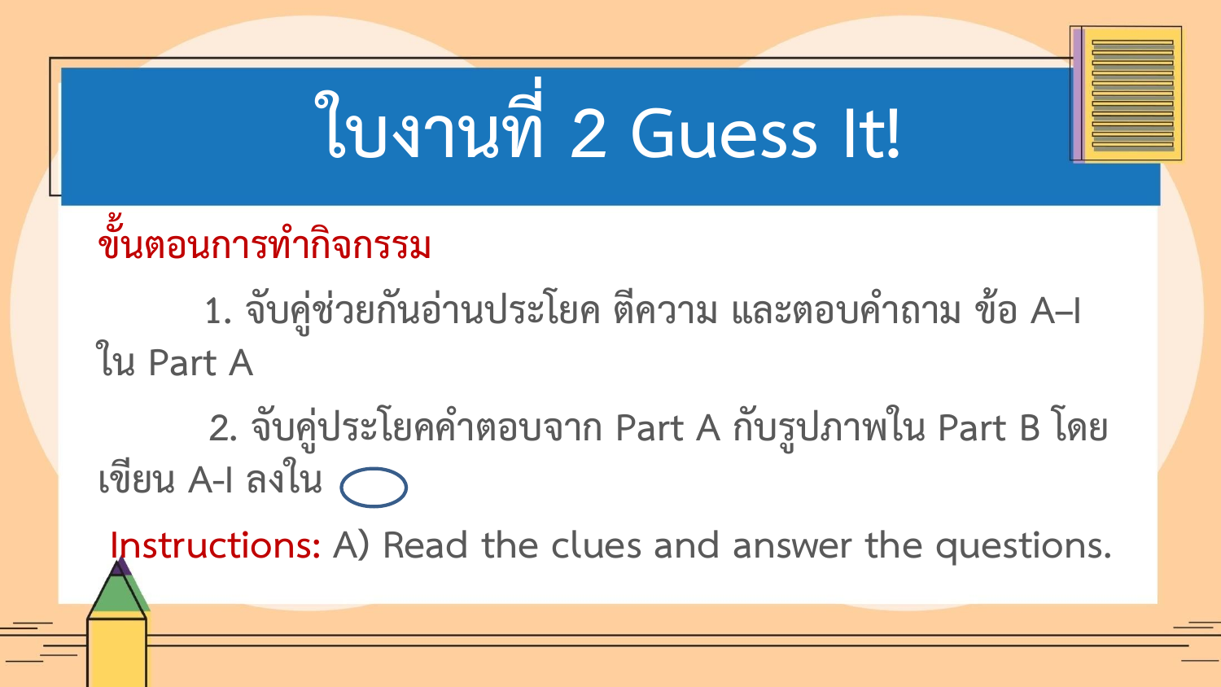# ใบงานที่ 2 Guess It!

**ขั้นตอนการทำกิจกรรม**

1. จับคู่ช่วยกันอ่านประโยค ตีความ และตอบคำถาม ข้อ A–I ใน Part A

2. จับคู่ประโยคคำตอบจาก Part A กับรูปภาพใน Part B โดยเขียน A-I ลงใน ◯

**Instructions:** A) Read the clues and answer the questions.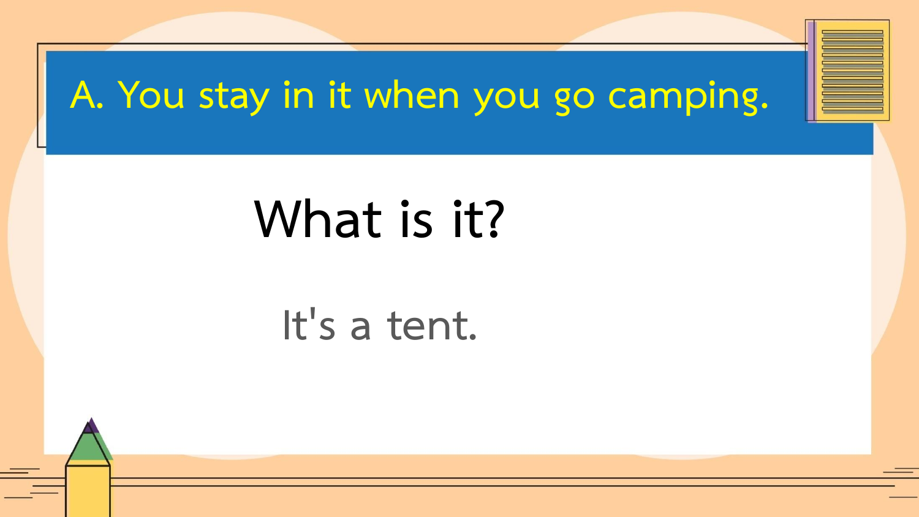## A. You stay in it when you go camping.

# What is it?

It's a tent.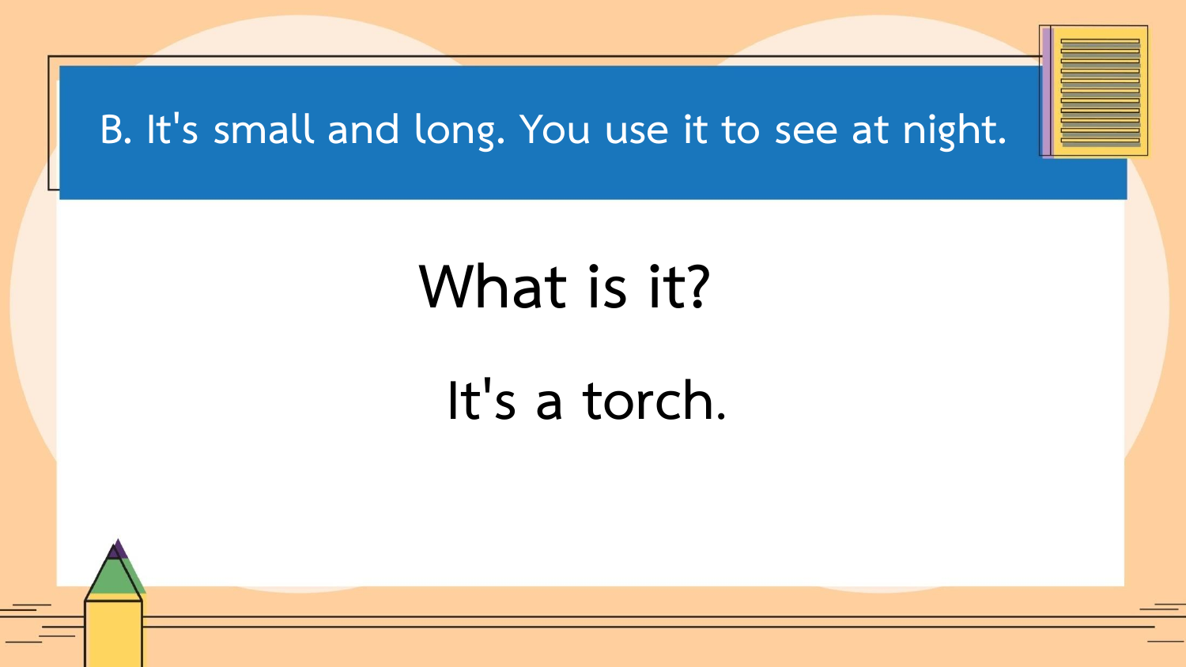## B. It's small and long. You use it to see at night.

What is it?

It's a torch.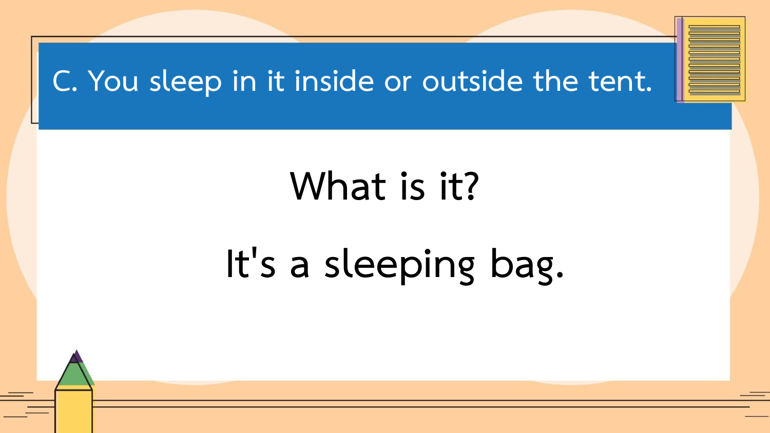## C. You sleep in it inside or outside the tent.

What is it?

It's a sleeping bag.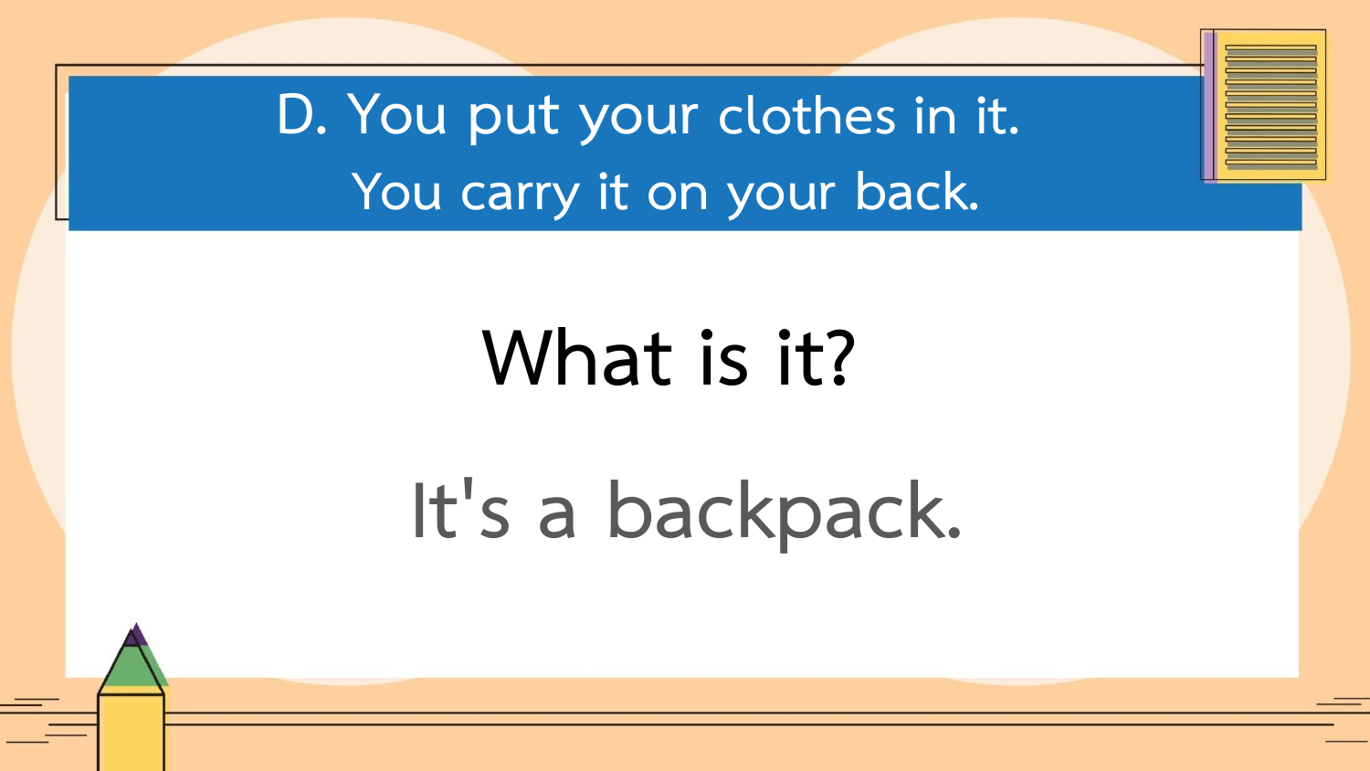## D. You put your clothes in it. You carry it on your back.

# What is it?

It's a backpack.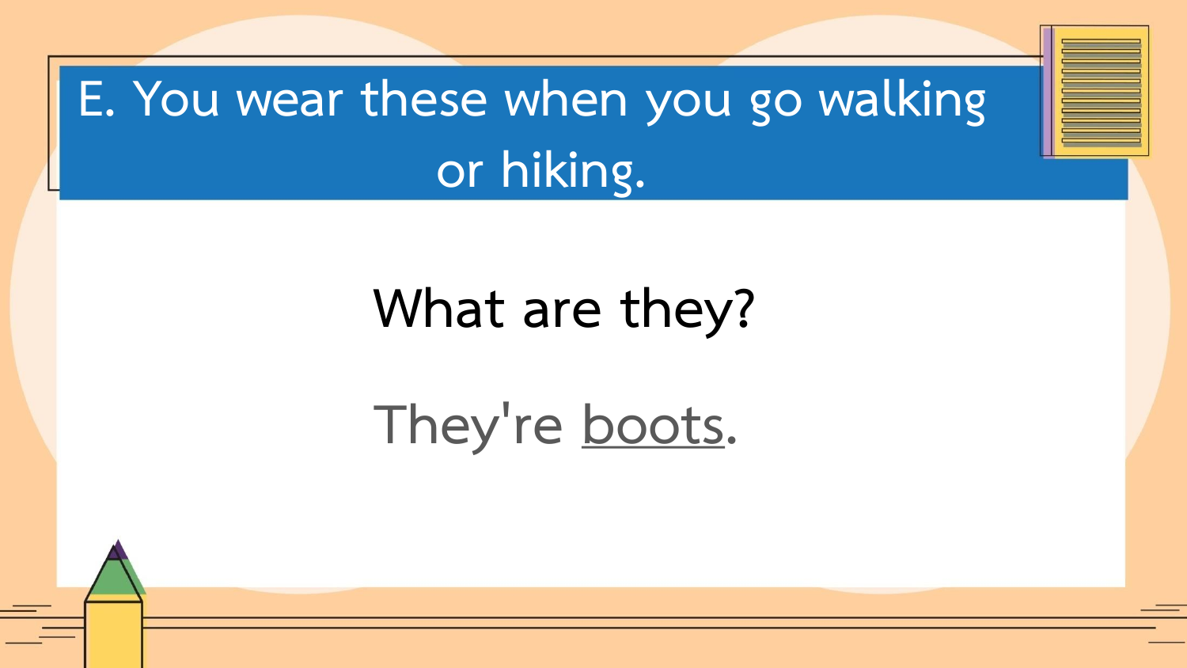## E. You wear these when you go walking or hiking.

What are they?

They're boots.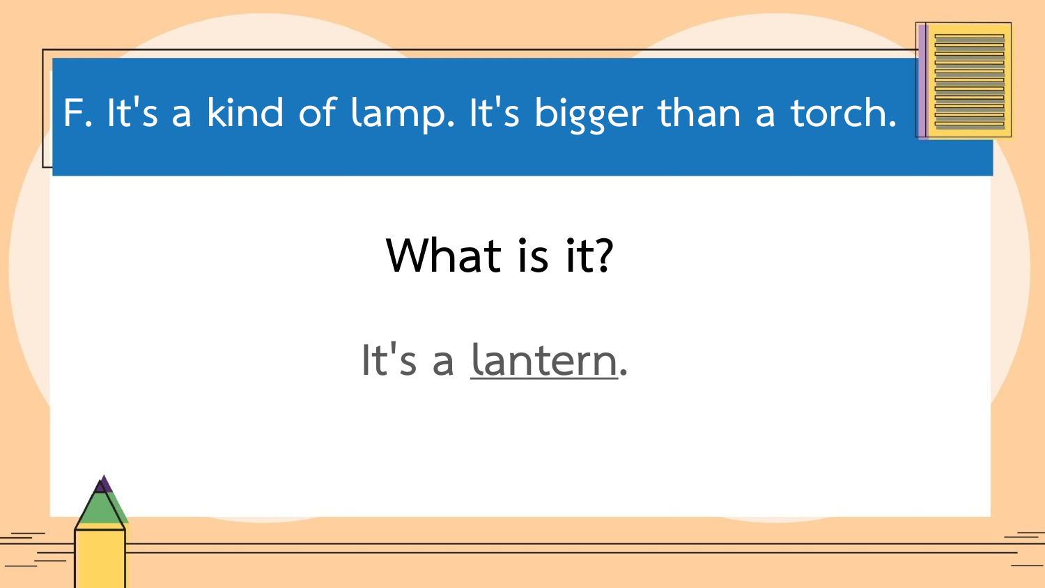## F. It's a kind of lamp. It's bigger than a torch.

**What is it?**

It's a lantern.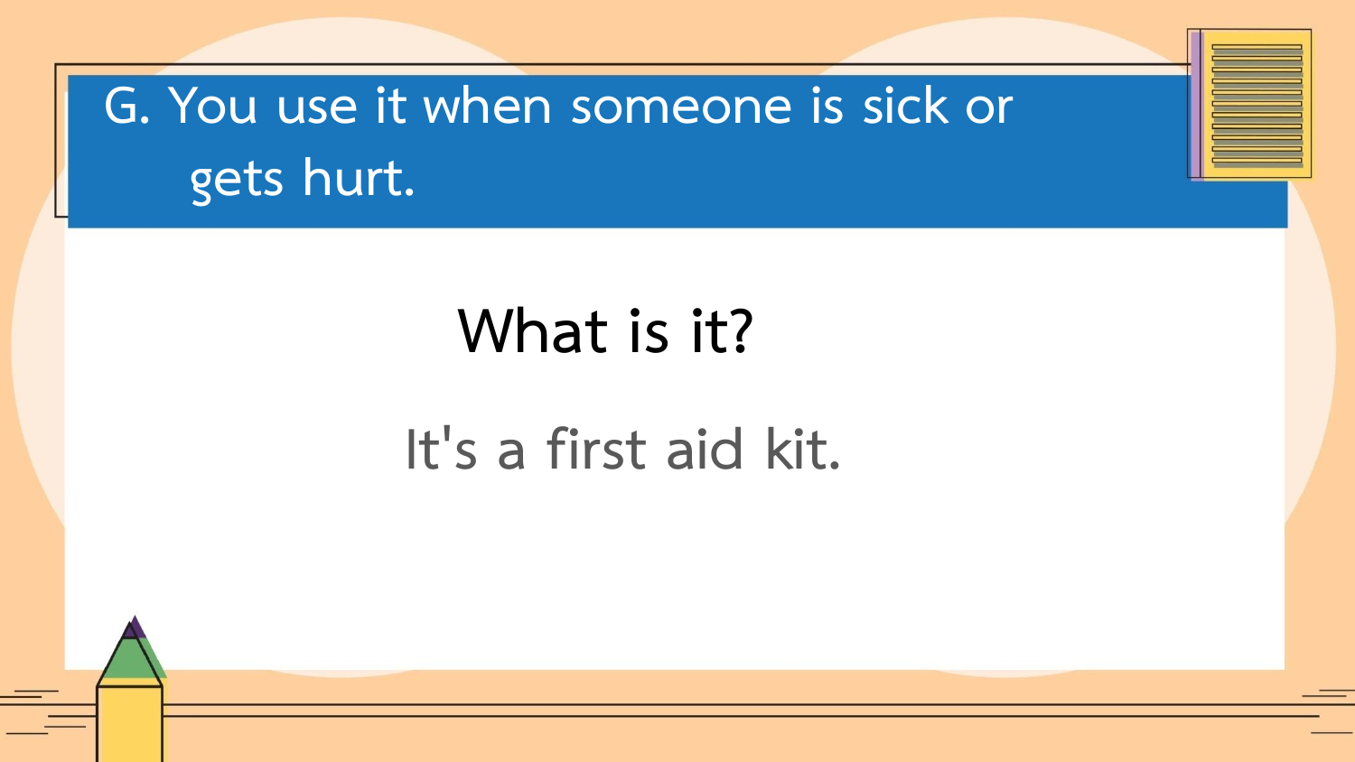## G. You use it when someone is sick or gets hurt.

**What is it?**

It's a first aid kit.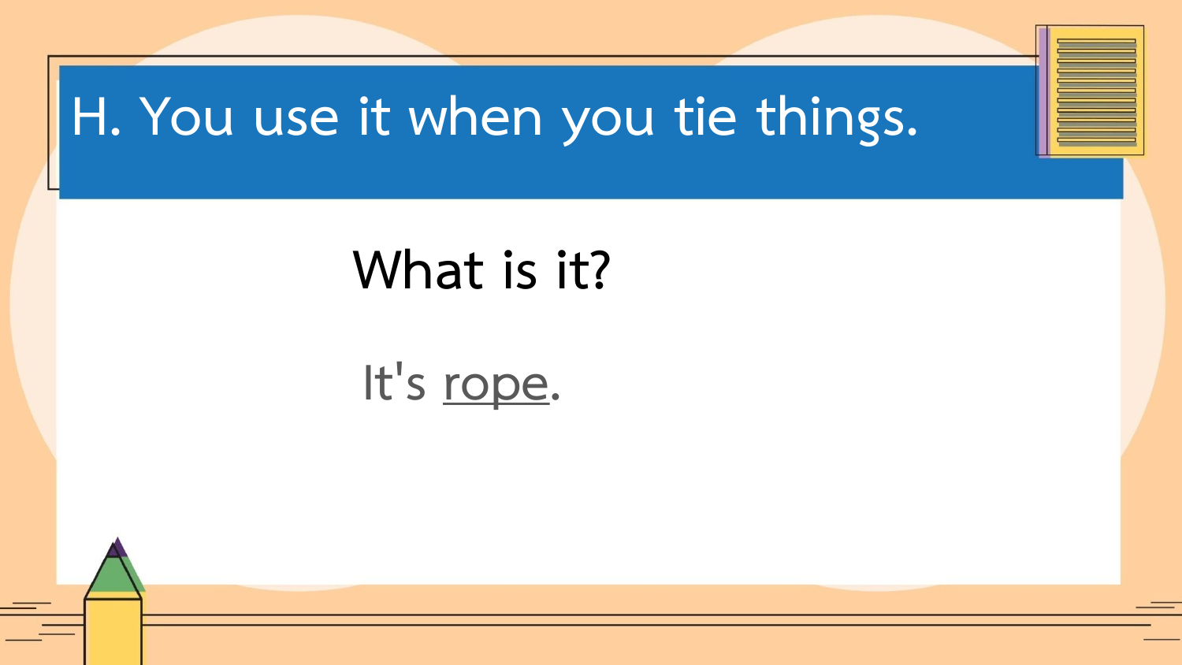# H. You use it when you tie things.

What is it?

It's <u>rope</u>.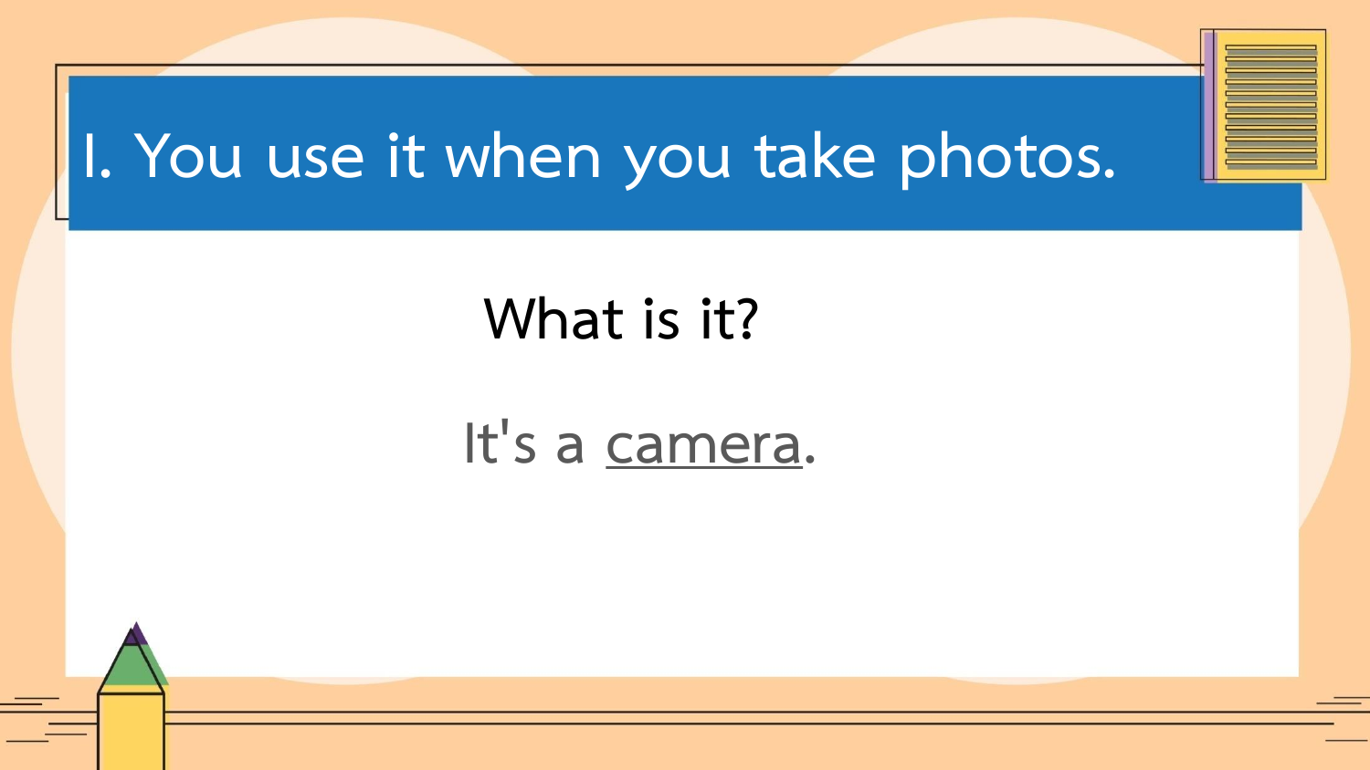# I. You use it when you take photos.

What is it?

It's a camera.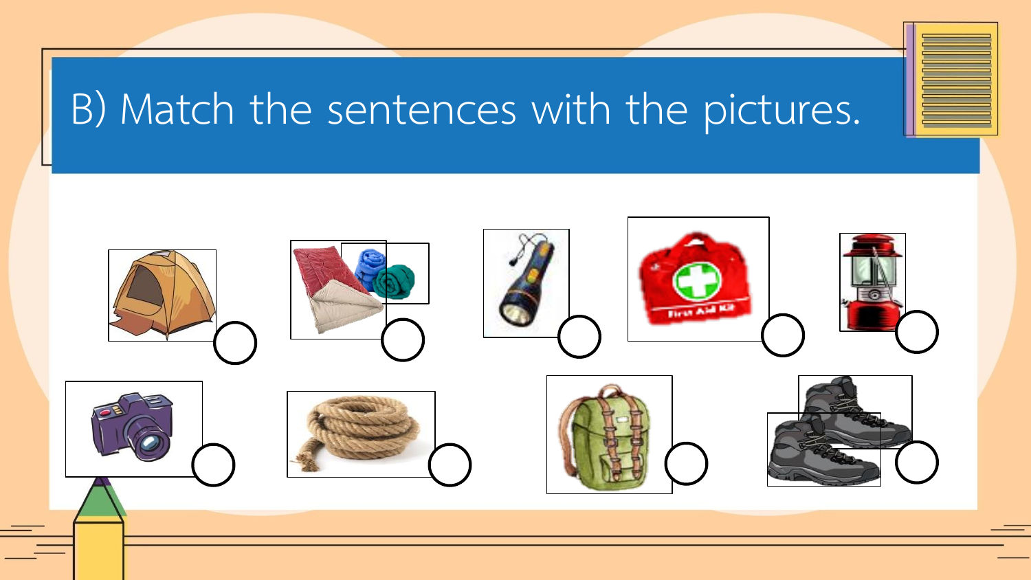# B) Match the sentences with the pictures.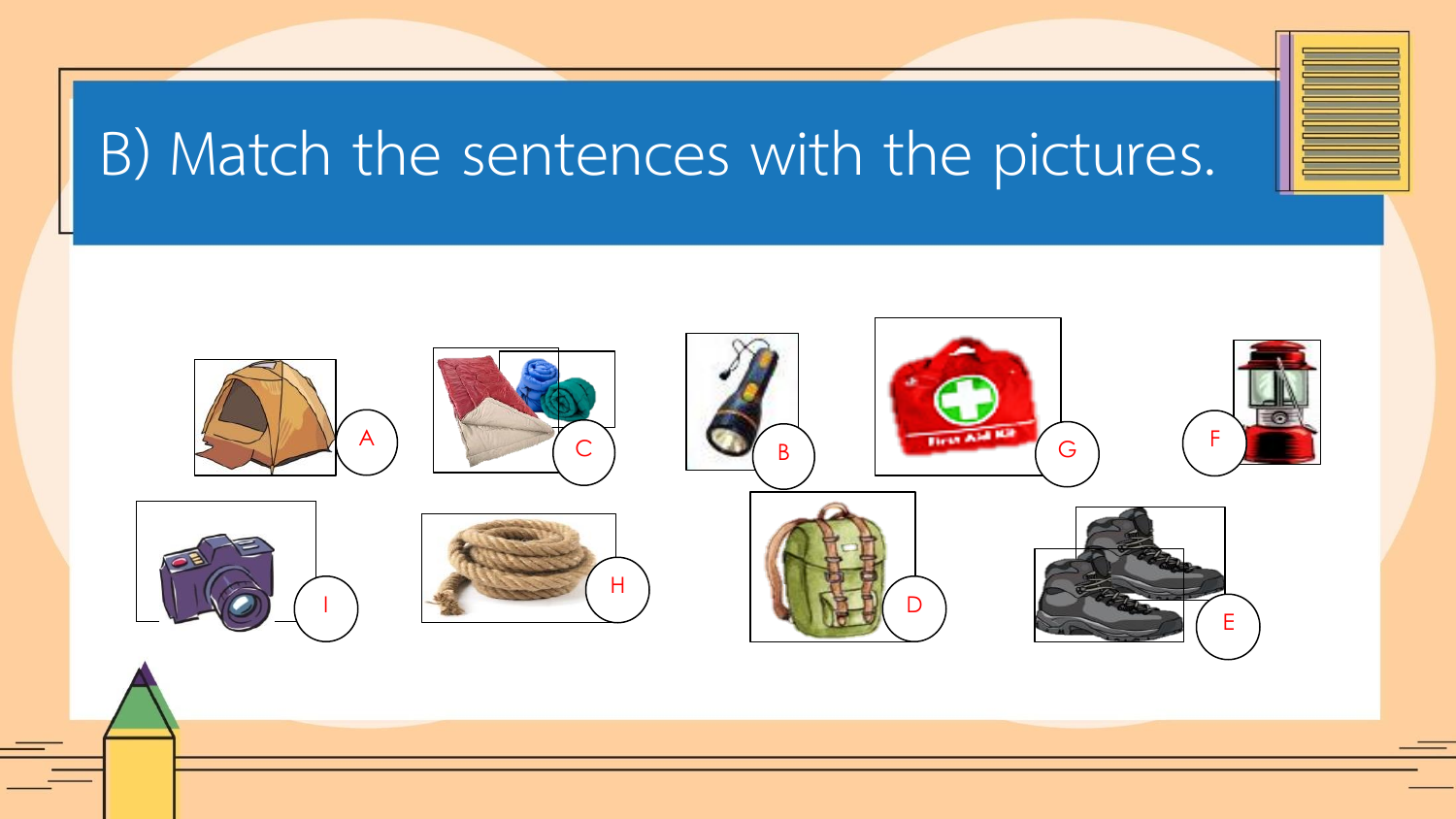# B) Match the sentences with the pictures.

A

C

B

G

F

I

H

D

E